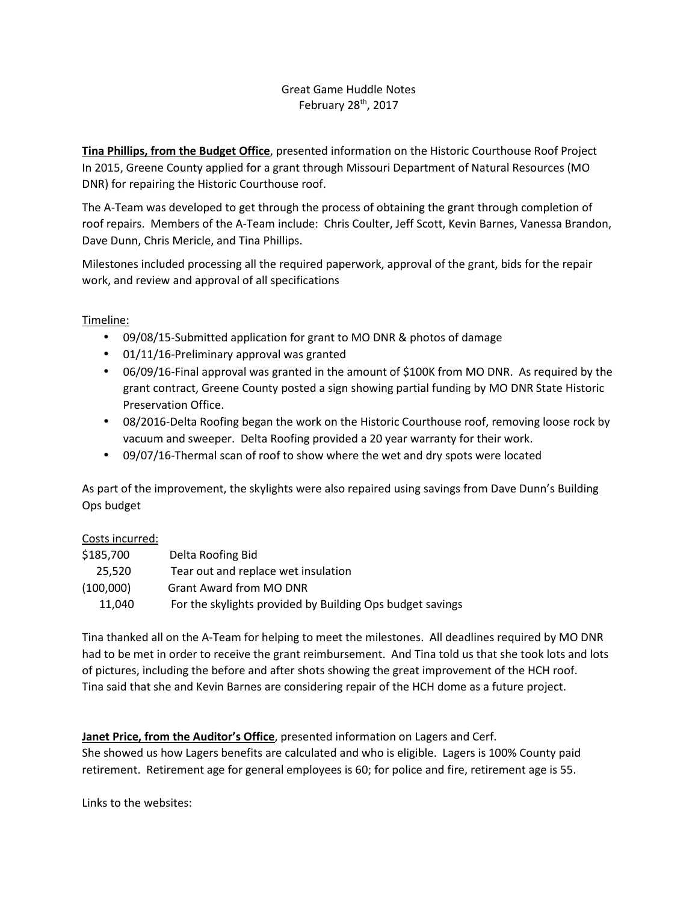# Great Game Huddle Notes
February 28th, 2017

**<u>Tina Phillips, from the Budget Office</u>**, presented information on the Historic Courthouse Roof Project In 2015, Greene County applied for a grant through Missouri Department of Natural Resources (MO DNR) for repairing the Historic Courthouse roof.

The A-Team was developed to get through the process of obtaining the grant through completion of roof repairs. Members of the A-Team include: Chris Coulter, Jeff Scott, Kevin Barnes, Vanessa Brandon, Dave Dunn, Chris Mericle, and Tina Phillips.

Milestones included processing all the required paperwork, approval of the grant, bids for the repair work, and review and approval of all specifications

<u>Timeline:</u>

- 09/08/15-Submitted application for grant to MO DNR & photos of damage
- 01/11/16-Preliminary approval was granted
- 06/09/16-Final approval was granted in the amount of $100K from MO DNR. As required by the grant contract, Greene County posted a sign showing partial funding by MO DNR State Historic Preservation Office.
- 08/2016-Delta Roofing began the work on the Historic Courthouse roof, removing loose rock by vacuum and sweeper. Delta Roofing provided a 20 year warranty for their work.
- 09/07/16-Thermal scan of roof to show where the wet and dry spots were located

As part of the improvement, the skylights were also repaired using savings from Dave Dunn's Building Ops budget

<u>Costs incurred:</u>

| | |
|---|---|
| $185,700 | Delta Roofing Bid |
| 25,520 | Tear out and replace wet insulation |
| (100,000) | Grant Award from MO DNR |
| 11,040 | For the skylights provided by Building Ops budget savings |

Tina thanked all on the A-Team for helping to meet the milestones. All deadlines required by MO DNR had to be met in order to receive the grant reimbursement. And Tina told us that she took lots and lots of pictures, including the before and after shots showing the great improvement of the HCH roof. Tina said that she and Kevin Barnes are considering repair of the HCH dome as a future project.

**<u>Janet Price, from the Auditor's Office</u>**, presented information on Lagers and Cerf.
She showed us how Lagers benefits are calculated and who is eligible. Lagers is 100% County paid retirement. Retirement age for general employees is 60; for police and fire, retirement age is 55.

Links to the websites: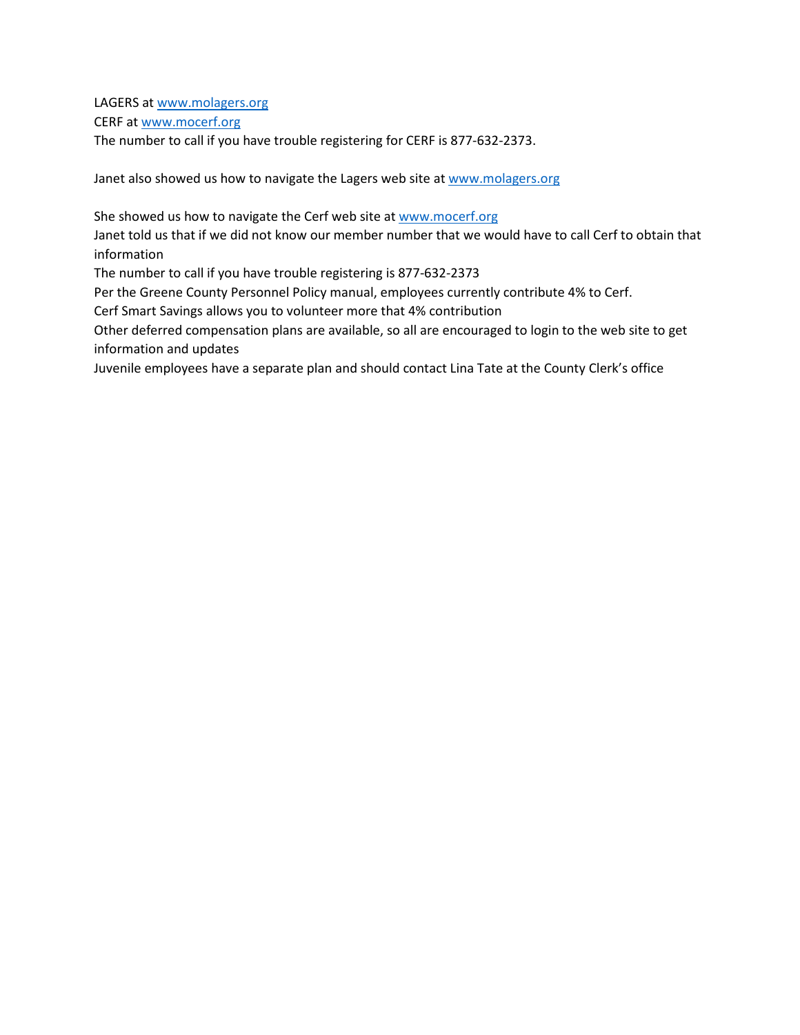LAGERS at www.molagers.org
CERF at www.mocerf.org
The number to call if you have trouble registering for CERF is 877-632-2373.

Janet also showed us how to navigate the Lagers web site at www.molagers.org

She showed us how to navigate the Cerf web site at www.mocerf.org
Janet told us that if we did not know our member number that we would have to call Cerf to obtain that information
The number to call if you have trouble registering is 877-632-2373
Per the Greene County Personnel Policy manual, employees currently contribute 4% to Cerf.
Cerf Smart Savings allows you to volunteer more that 4% contribution
Other deferred compensation plans are available, so all are encouraged to login to the web site to get information and updates
Juvenile employees have a separate plan and should contact Lina Tate at the County Clerk's office